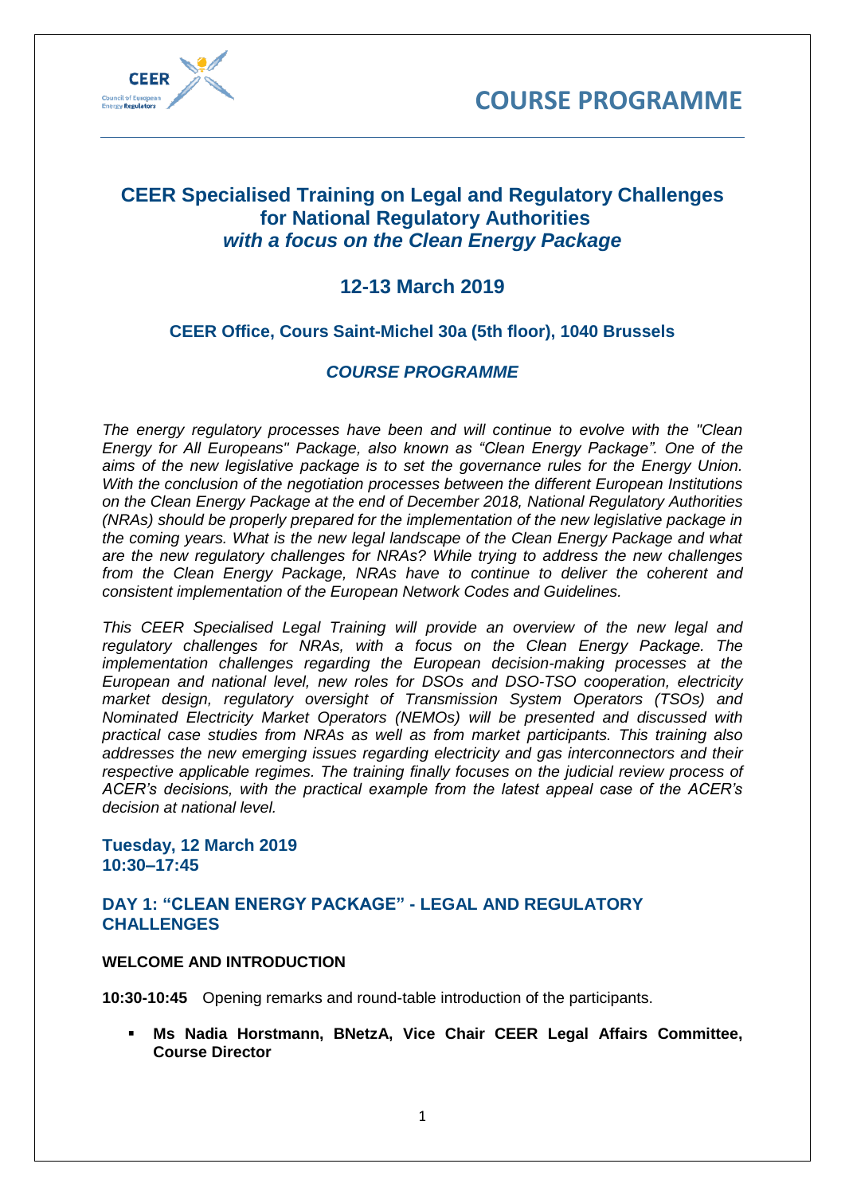# COURSE PROGRAMME

## CEER Specialised Training on Legal and Regulatory Challenges for National Regulatory Authorities *with a focus on the Clean Energy Package*

### 12-13 March 2019

#### CEER Office, Cours Saint-Michel 30a (5th floor), 1040 Brussels

#### *COURSE PROGRAMME*

*The energy regulatory processes have been and will continue to evolve with the "Clean Energy for All Europeans" Package, also known as "Clean Energy Package". One of the aims of the new legislative package is to set the governance rules for the Energy Union. With the conclusion of the negotiation processes between the different European Institutions on the Clean Energy Package at the end of December 2018, National Regulatory Authorities (NRAs) should be properly prepared for the implementation of the new legislative package in the coming years. What is the new legal landscape of the Clean Energy Package and what are the new regulatory challenges for NRAs? While trying to address the new challenges from the Clean Energy Package, NRAs have to continue to deliver the coherent and consistent implementation of the European Network Codes and Guidelines.*

*This CEER Specialised Legal Training will provide an overview of the new legal and regulatory challenges for NRAs, with a focus on the Clean Energy Package. The implementation challenges regarding the European decision-making processes at the European and national level, new roles for DSOs and DSO-TSO cooperation, electricity market design, regulatory oversight of Transmission System Operators (TSOs) and Nominated Electricity Market Operators (NEMOs) will be presented and discussed with practical case studies from NRAs as well as from market participants. This training also addresses the new emerging issues regarding electricity and gas interconnectors and their respective applicable regimes. The training finally focuses on the judicial review process of ACER's decisions, with the practical example from the latest appeal case of the ACER's decision at national level.*

**Tuesday, 12 March 2019**
**10:30–17:45**

### DAY 1: "CLEAN ENERGY PACKAGE" - LEGAL AND REGULATORY CHALLENGES

**WELCOME AND INTRODUCTION**

**10:30-10:45** Opening remarks and round-table introduction of the participants.

- **Ms Nadia Horstmann, BNetzA, Vice Chair CEER Legal Affairs Committee, Course Director**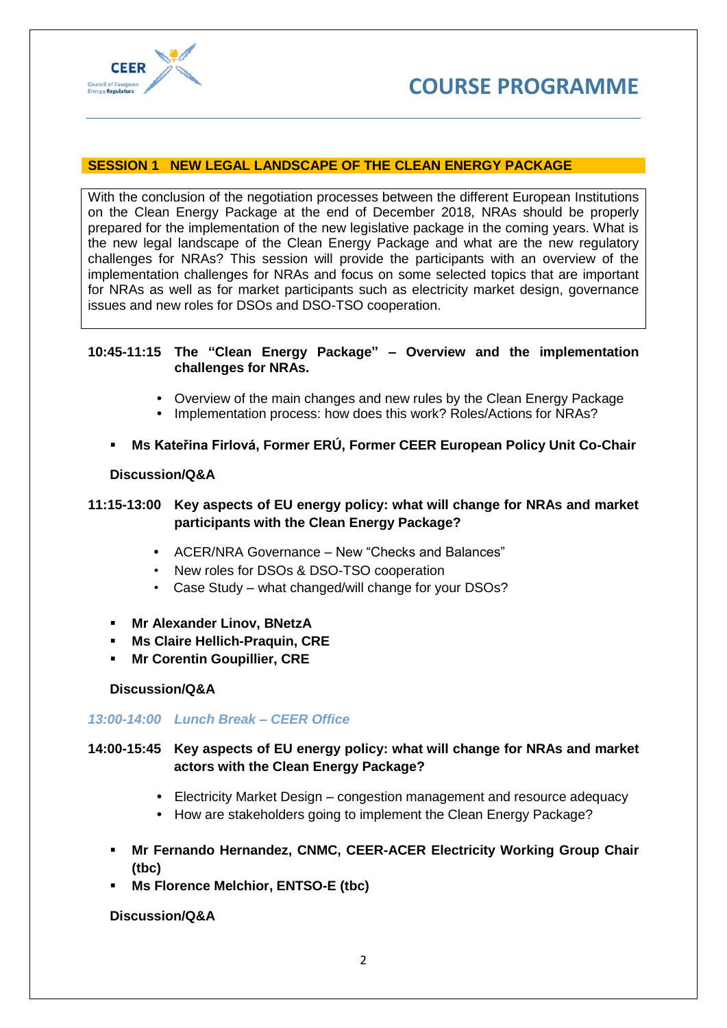# COURSE PROGRAMME

## SESSION 1 NEW LEGAL LANDSCAPE OF THE CLEAN ENERGY PACKAGE

With the conclusion of the negotiation processes between the different European Institutions on the Clean Energy Package at the end of December 2018, NRAs should be properly prepared for the implementation of the new legislative package in the coming years. What is the new legal landscape of the Clean Energy Package and what are the new regulatory challenges for NRAs? This session will provide the participants with an overview of the implementation challenges for NRAs and focus on some selected topics that are important for NRAs as well as for market participants such as electricity market design, governance issues and new roles for DSOs and DSO-TSO cooperation.

**10:45-11:15 The "Clean Energy Package" – Overview and the implementation challenges for NRAs.**

- Overview of the main changes and new rules by the Clean Energy Package
- Implementation process: how does this work? Roles/Actions for NRAs?

- **Ms Kateřina Firlová, Former ERÚ, Former CEER European Policy Unit Co-Chair**

**Discussion/Q&A**

**11:15-13:00 Key aspects of EU energy policy: what will change for NRAs and market participants with the Clean Energy Package?**

- ACER/NRA Governance – New "Checks and Balances"
- New roles for DSOs & DSO-TSO cooperation
- Case Study – what changed/will change for your DSOs?

- **Mr Alexander Linov, BNetzA**
- **Ms Claire Hellich-Praquin, CRE**
- **Mr Corentin Goupillier, CRE**

**Discussion/Q&A**

*13:00-14:00 Lunch Break – CEER Office*

**14:00-15:45 Key aspects of EU energy policy: what will change for NRAs and market actors with the Clean Energy Package?**

- Electricity Market Design – congestion management and resource adequacy
- How are stakeholders going to implement the Clean Energy Package?

- **Mr Fernando Hernandez, CNMC, CEER-ACER Electricity Working Group Chair (tbc)**
- **Ms Florence Melchior, ENTSO-E (tbc)**

**Discussion/Q&A**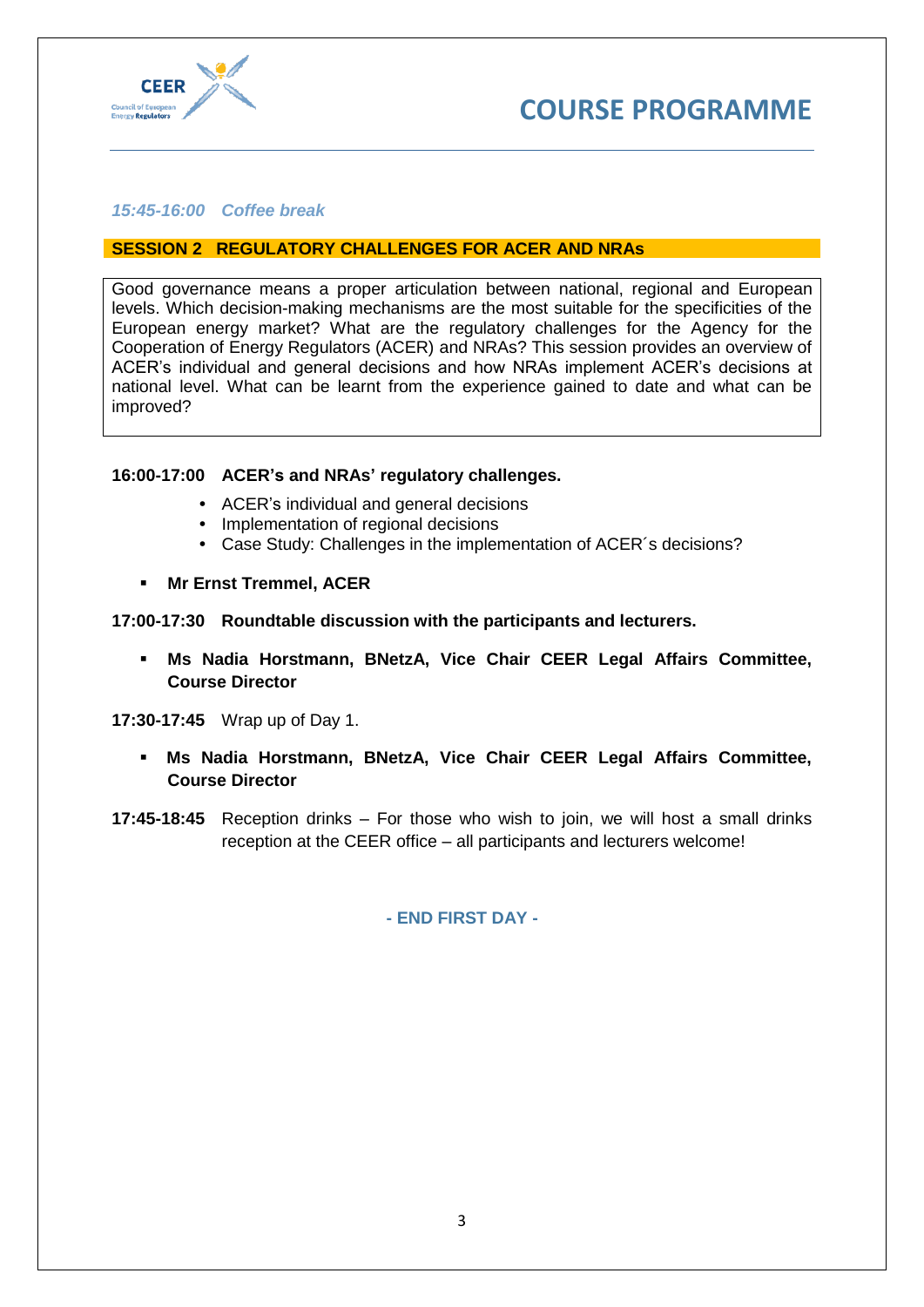*15:45-16:00 Coffee break*

## SESSION 2 REGULATORY CHALLENGES FOR ACER AND NRAs

Good governance means a proper articulation between national, regional and European levels. Which decision-making mechanisms are the most suitable for the specificities of the European energy market? What are the regulatory challenges for the Agency for the Cooperation of Energy Regulators (ACER) and NRAs? This session provides an overview of ACER's individual and general decisions and how NRAs implement ACER's decisions at national level. What can be learnt from the experience gained to date and what can be improved?

**16:00-17:00 ACER's and NRAs' regulatory challenges.**

- ACER's individual and general decisions
- Implementation of regional decisions
- Case Study: Challenges in the implementation of ACER´s decisions?

- **Mr Ernst Tremmel, ACER**

**17:00-17:30 Roundtable discussion with the participants and lecturers.**

- **Ms Nadia Horstmann, BNetzA, Vice Chair CEER Legal Affairs Committee, Course Director**

**17:30-17:45** Wrap up of Day 1.

- **Ms Nadia Horstmann, BNetzA, Vice Chair CEER Legal Affairs Committee, Course Director**

**17:45-18:45** Reception drinks – For those who wish to join, we will host a small drinks reception at the CEER office – all participants and lecturers welcome!

**- END FIRST DAY -**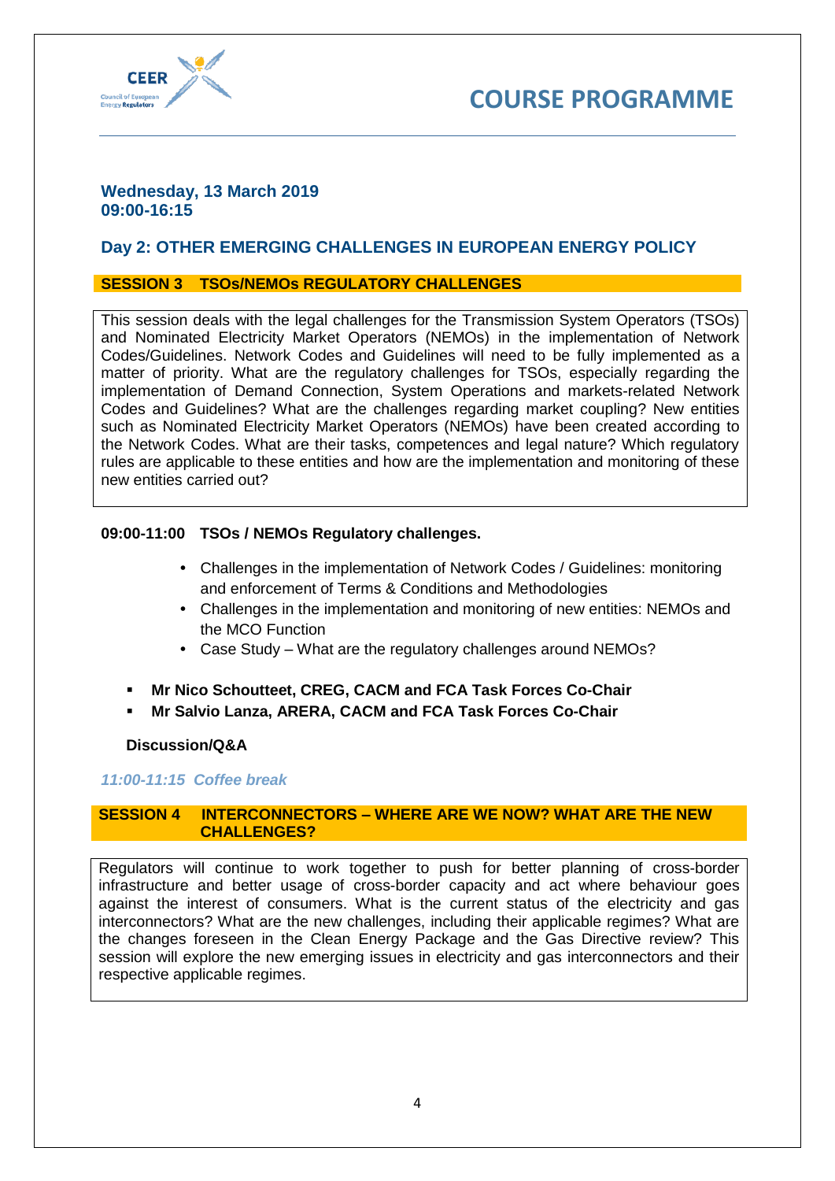# COURSE PROGRAMME

**Wednesday, 13 March 2019**
**09:00-16:15**

## Day 2: OTHER EMERGING CHALLENGES IN EUROPEAN ENERGY POLICY

### SESSION 3 TSOs/NEMOs REGULATORY CHALLENGES

This session deals with the legal challenges for the Transmission System Operators (TSOs) and Nominated Electricity Market Operators (NEMOs) in the implementation of Network Codes/Guidelines. Network Codes and Guidelines will need to be fully implemented as a matter of priority. What are the regulatory challenges for TSOs, especially regarding the implementation of Demand Connection, System Operations and markets-related Network Codes and Guidelines? What are the challenges regarding market coupling? New entities such as Nominated Electricity Market Operators (NEMOs) have been created according to the Network Codes. What are their tasks, competences and legal nature? Which regulatory rules are applicable to these entities and how are the implementation and monitoring of these new entities carried out?

**09:00-11:00 TSOs / NEMOs Regulatory challenges.**

- Challenges in the implementation of Network Codes / Guidelines: monitoring and enforcement of Terms & Conditions and Methodologies
- Challenges in the implementation and monitoring of new entities: NEMOs and the MCO Function
- Case Study – What are the regulatory challenges around NEMOs?

- **Mr Nico Schoutteet, CREG, CACM and FCA Task Forces Co-Chair**
- **Mr Salvio Lanza, ARERA, CACM and FCA Task Forces Co-Chair**

**Discussion/Q&A**

*11:00-11:15 Coffee break*

### SESSION 4 INTERCONNECTORS – WHERE ARE WE NOW? WHAT ARE THE NEW CHALLENGES?

Regulators will continue to work together to push for better planning of cross-border infrastructure and better usage of cross-border capacity and act where behaviour goes against the interest of consumers. What is the current status of the electricity and gas interconnectors? What are the new challenges, including their applicable regimes? What are the changes foreseen in the Clean Energy Package and the Gas Directive review? This session will explore the new emerging issues in electricity and gas interconnectors and their respective applicable regimes.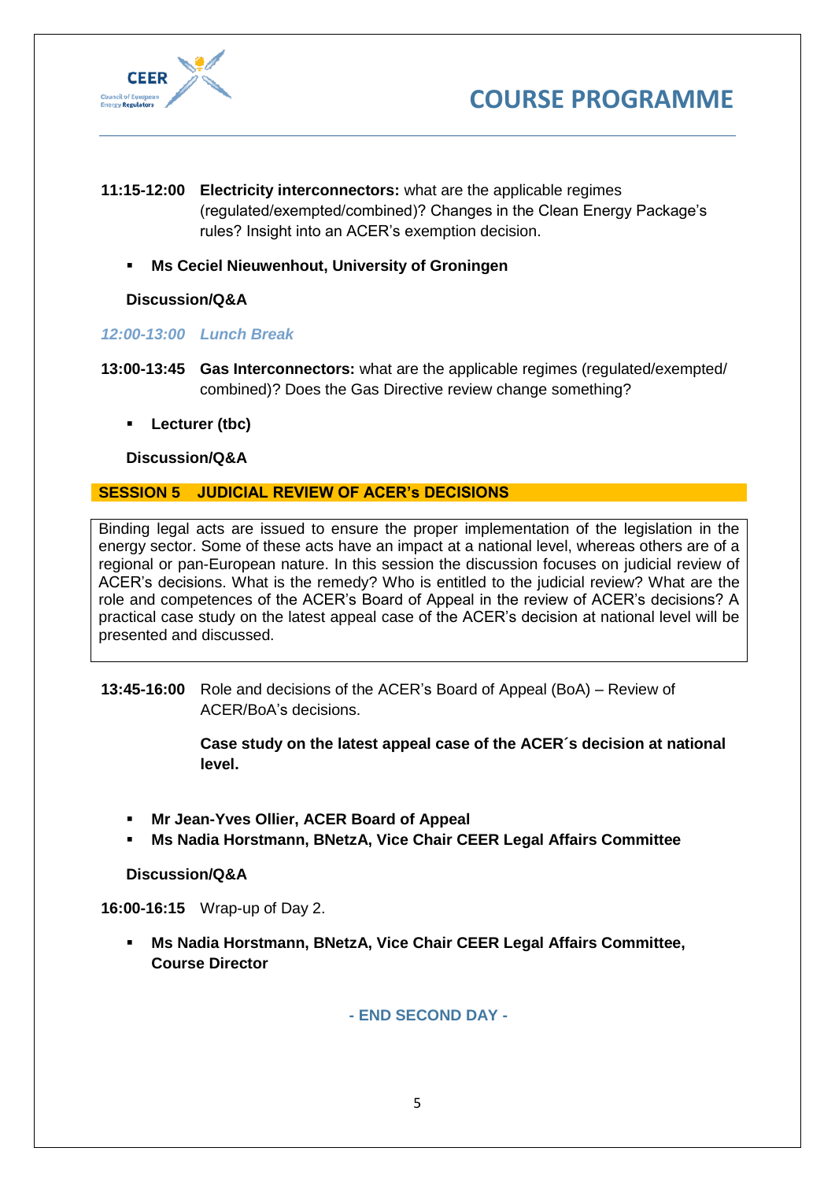**11:15-12:00** **Electricity interconnectors:** what are the applicable regimes (regulated/exempted/combined)? Changes in the Clean Energy Package's rules? Insight into an ACER's exemption decision.

- **Ms Ceciel Nieuwenhout, University of Groningen**

**Discussion/Q&A**

*12:00-13:00 Lunch Break*

**13:00-13:45** **Gas Interconnectors:** what are the applicable regimes (regulated/exempted/ combined)? Does the Gas Directive review change something?

- **Lecturer (tbc)**

**Discussion/Q&A**

## SESSION 5 JUDICIAL REVIEW OF ACER's DECISIONS

Binding legal acts are issued to ensure the proper implementation of the legislation in the energy sector. Some of these acts have an impact at a national level, whereas others are of a regional or pan-European nature. In this session the discussion focuses on judicial review of ACER's decisions. What is the remedy? Who is entitled to the judicial review? What are the role and competences of the ACER's Board of Appeal in the review of ACER's decisions? A practical case study on the latest appeal case of the ACER's decision at national level will be presented and discussed.

**13:45-16:00** Role and decisions of the ACER's Board of Appeal (BoA) – Review of ACER/BoA's decisions.

**Case study on the latest appeal case of the ACER´s decision at national level.**

- **Mr Jean-Yves Ollier, ACER Board of Appeal**
- **Ms Nadia Horstmann, BNetzA, Vice Chair CEER Legal Affairs Committee**

**Discussion/Q&A**

**16:00-16:15** Wrap-up of Day 2.

- **Ms Nadia Horstmann, BNetzA, Vice Chair CEER Legal Affairs Committee, Course Director**

**- END SECOND DAY -**